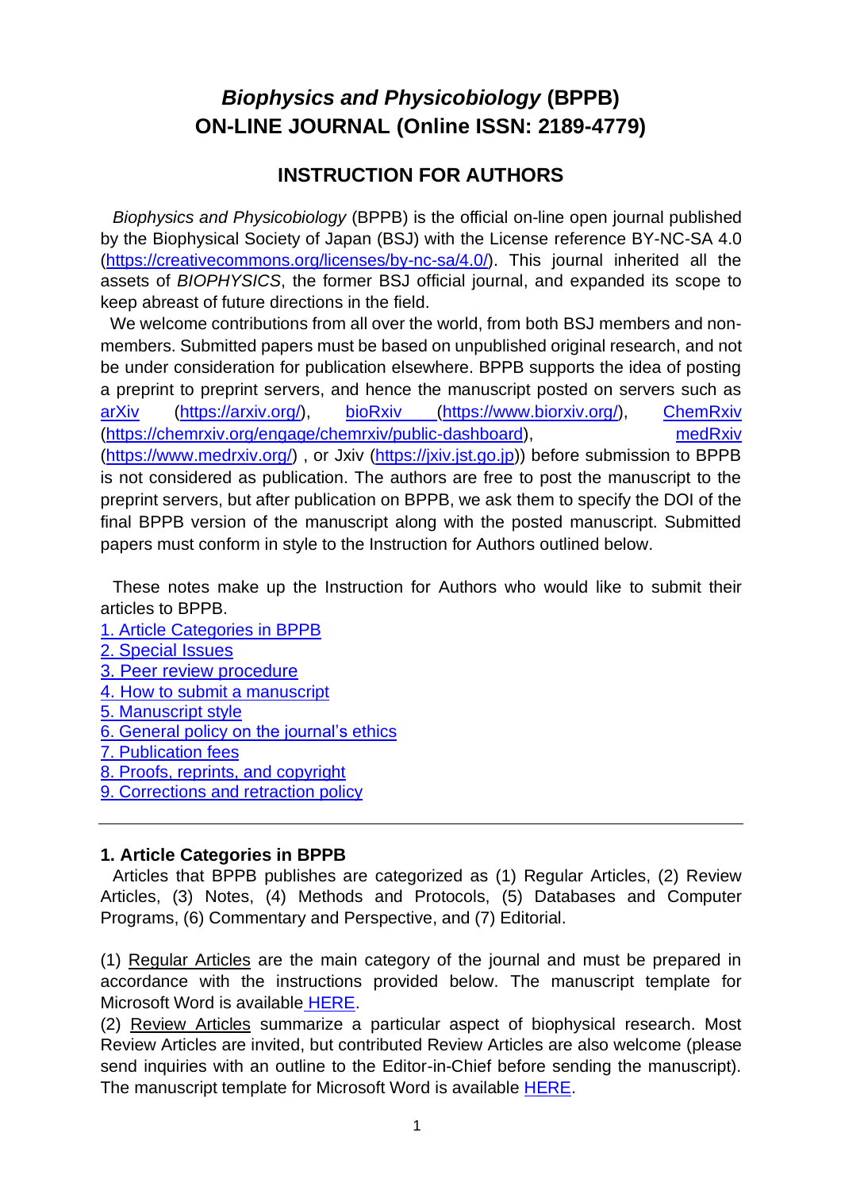# *Biophysics and Physicobiology* (BPPB) ON-LINE JOURNAL (Online ISSN: 2189-4779)

## INSTRUCTION FOR AUTHORS

*Biophysics and Physicobiology* (BPPB) is the official on-line open journal published by the Biophysical Society of Japan (BSJ) with the License reference BY-NC-SA 4.0 (https://creativecommons.org/licenses/by-nc-sa/4.0/). This journal inherited all the assets of *BIOPHYSICS*, the former BSJ official journal, and expanded its scope to keep abreast of future directions in the field.

We welcome contributions from all over the world, from both BSJ members and non-members. Submitted papers must be based on unpublished original research, and not be under consideration for publication elsewhere. BPPB supports the idea of posting a preprint to preprint servers, and hence the manuscript posted on servers such as arXiv (https://arxiv.org/), bioRxiv (https://www.biorxiv.org/), ChemRxiv (https://chemrxiv.org/engage/chemrxiv/public-dashboard), medRxiv (https://www.medrxiv.org/) , or Jxiv (https://jxiv.jst.go.jp)) before submission to BPPB is not considered as publication. The authors are free to post the manuscript to the preprint servers, but after publication on BPPB, we ask them to specify the DOI of the final BPPB version of the manuscript along with the posted manuscript. Submitted papers must conform in style to the Instruction for Authors outlined below.

These notes make up the Instruction for Authors who would like to submit their articles to BPPB.

1. Article Categories in BPPB
2. Special Issues
3. Peer review procedure
4. How to submit a manuscript
5. Manuscript style
6. General policy on the journal's ethics
7. Publication fees
8. Proofs, reprints, and copyright
9. Corrections and retraction policy

---

### 1. Article Categories in BPPB

Articles that BPPB publishes are categorized as (1) Regular Articles, (2) Review Articles, (3) Notes, (4) Methods and Protocols, (5) Databases and Computer Programs, (6) Commentary and Perspective, and (7) Editorial.

(1) Regular Articles are the main category of the journal and must be prepared in accordance with the instructions provided below. The manuscript template for Microsoft Word is available HERE.

(2) Review Articles summarize a particular aspect of biophysical research. Most Review Articles are invited, but contributed Review Articles are also welcome (please send inquiries with an outline to the Editor-in-Chief before sending the manuscript). The manuscript template for Microsoft Word is available HERE.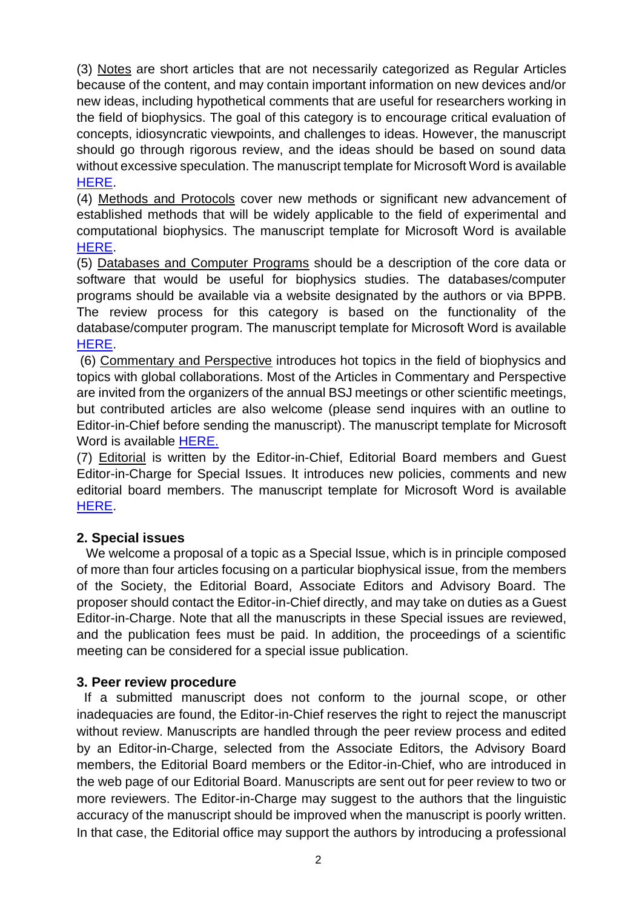(3) Notes are short articles that are not necessarily categorized as Regular Articles because of the content, and may contain important information on new devices and/or new ideas, including hypothetical comments that are useful for researchers working in the field of biophysics. The goal of this category is to encourage critical evaluation of concepts, idiosyncratic viewpoints, and challenges to ideas. However, the manuscript should go through rigorous review, and the ideas should be based on sound data without excessive speculation. The manuscript template for Microsoft Word is available HERE.

(4) Methods and Protocols cover new methods or significant new advancement of established methods that will be widely applicable to the field of experimental and computational biophysics. The manuscript template for Microsoft Word is available HERE.

(5) Databases and Computer Programs should be a description of the core data or software that would be useful for biophysics studies. The databases/computer programs should be available via a website designated by the authors or via BPPB. The review process for this category is based on the functionality of the database/computer program. The manuscript template for Microsoft Word is available HERE.

(6) Commentary and Perspective introduces hot topics in the field of biophysics and topics with global collaborations. Most of the Articles in Commentary and Perspective are invited from the organizers of the annual BSJ meetings or other scientific meetings, but contributed articles are also welcome (please send inquires with an outline to Editor-in-Chief before sending the manuscript). The manuscript template for Microsoft Word is available HERE.

(7) Editorial is written by the Editor-in-Chief, Editorial Board members and Guest Editor-in-Charge for Special Issues. It introduces new policies, comments and new editorial board members. The manuscript template for Microsoft Word is available HERE.

## 2. Special issues

We welcome a proposal of a topic as a Special Issue, which is in principle composed of more than four articles focusing on a particular biophysical issue, from the members of the Society, the Editorial Board, Associate Editors and Advisory Board. The proposer should contact the Editor-in-Chief directly, and may take on duties as a Guest Editor-in-Charge. Note that all the manuscripts in these Special issues are reviewed, and the publication fees must be paid. In addition, the proceedings of a scientific meeting can be considered for a special issue publication.

## 3. Peer review procedure

If a submitted manuscript does not conform to the journal scope, or other inadequacies are found, the Editor-in-Chief reserves the right to reject the manuscript without review. Manuscripts are handled through the peer review process and edited by an Editor-in-Charge, selected from the Associate Editors, the Advisory Board members, the Editorial Board members or the Editor-in-Chief, who are introduced in the web page of our Editorial Board. Manuscripts are sent out for peer review to two or more reviewers. The Editor-in-Charge may suggest to the authors that the linguistic accuracy of the manuscript should be improved when the manuscript is poorly written. In that case, the Editorial office may support the authors by introducing a professional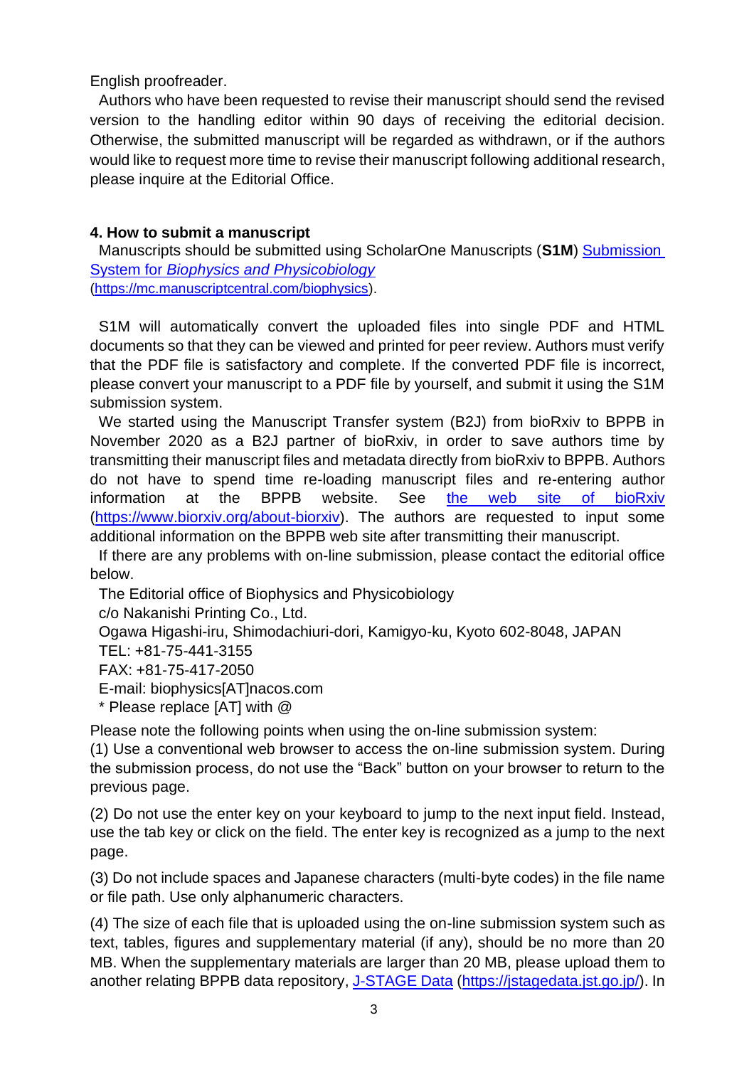English proofreader.

Authors who have been requested to revise their manuscript should send the revised version to the handling editor within 90 days of receiving the editorial decision. Otherwise, the submitted manuscript will be regarded as withdrawn, or if the authors would like to request more time to revise their manuscript following additional research, please inquire at the Editorial Office.

### 4. How to submit a manuscript

Manuscripts should be submitted using ScholarOne Manuscripts (**S1M**) [Submission System for *Biophysics and Physicobiology*](https://mc.manuscriptcentral.com/biophysics) (https://mc.manuscriptcentral.com/biophysics).

S1M will automatically convert the uploaded files into single PDF and HTML documents so that they can be viewed and printed for peer review. Authors must verify that the PDF file is satisfactory and complete. If the converted PDF file is incorrect, please convert your manuscript to a PDF file by yourself, and submit it using the S1M submission system.

We started using the Manuscript Transfer system (B2J) from bioRxiv to BPPB in November 2020 as a B2J partner of bioRxiv, in order to save authors time by transmitting their manuscript files and metadata directly from bioRxiv to BPPB. Authors do not have to spend time re-loading manuscript files and re-entering author information at the BPPB website. See [the web site of bioRxiv](https://www.biorxiv.org/about-biorxiv) (https://www.biorxiv.org/about-biorxiv). The authors are requested to input some additional information on the BPPB web site after transmitting their manuscript.

If there are any problems with on-line submission, please contact the editorial office below.

The Editorial office of Biophysics and Physicobiology
c/o Nakanishi Printing Co., Ltd.
Ogawa Higashi-iru, Shimodachiuri-dori, Kamigyo-ku, Kyoto 602-8048, JAPAN
TEL: +81-75-441-3155
FAX: +81-75-417-2050
E-mail: biophysics[AT]nacos.com
* Please replace [AT] with @

Please note the following points when using the on-line submission system:

(1) Use a conventional web browser to access the on-line submission system. During the submission process, do not use the "Back" button on your browser to return to the previous page.

(2) Do not use the enter key on your keyboard to jump to the next input field. Instead, use the tab key or click on the field. The enter key is recognized as a jump to the next page.

(3) Do not include spaces and Japanese characters (multi-byte codes) in the file name or file path. Use only alphanumeric characters.

(4) The size of each file that is uploaded using the on-line submission system such as text, tables, figures and supplementary material (if any), should be no more than 20 MB. When the supplementary materials are larger than 20 MB, please upload them to another relating BPPB data repository, [J-STAGE Data](https://jstagedata.jst.go.jp/) (https://jstagedata.jst.go.jp/). In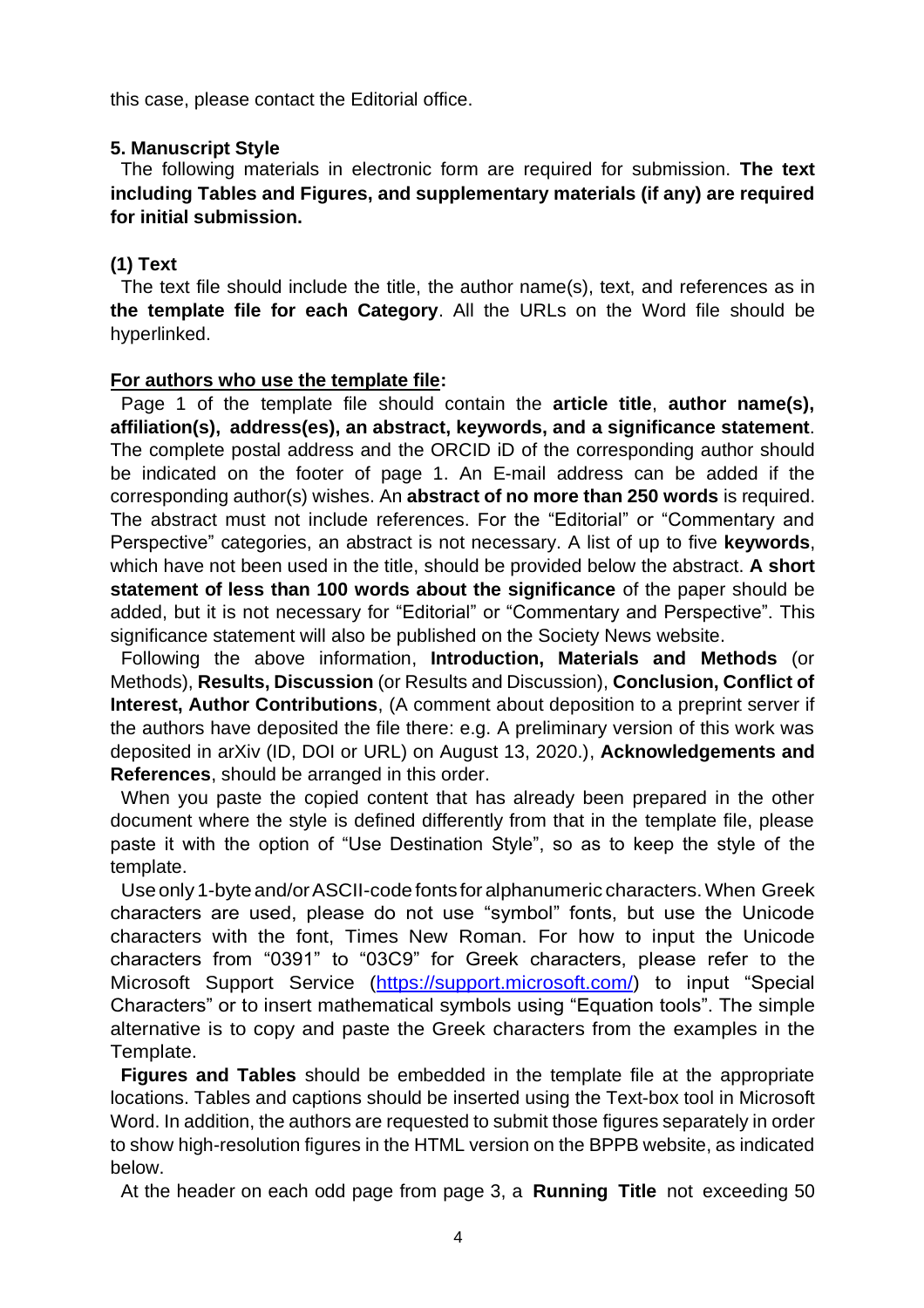this case, please contact the Editorial office.

**5. Manuscript Style**

The following materials in electronic form are required for submission. **The text including Tables and Figures, and supplementary materials (if any) are required for initial submission.**

**(1) Text**

The text file should include the title, the author name(s), text, and references as in **the template file for each Category**. All the URLs on the Word file should be hyperlinked.

**For authors who use the template file:**

Page 1 of the template file should contain the **article title**, **author name(s), affiliation(s), address(es), an abstract, keywords, and a significance statement**. The complete postal address and the ORCID iD of the corresponding author should be indicated on the footer of page 1. An E-mail address can be added if the corresponding author(s) wishes. An **abstract of no more than 250 words** is required. The abstract must not include references. For the "Editorial" or "Commentary and Perspective" categories, an abstract is not necessary. A list of up to five **keywords**, which have not been used in the title, should be provided below the abstract. **A short statement of less than 100 words about the significance** of the paper should be added, but it is not necessary for "Editorial" or "Commentary and Perspective". This significance statement will also be published on the Society News website.

Following the above information, **Introduction, Materials and Methods** (or Methods), **Results, Discussion** (or Results and Discussion), **Conclusion, Conflict of Interest, Author Contributions**, (A comment about deposition to a preprint server if the authors have deposited the file there: e.g. A preliminary version of this work was deposited in arXiv (ID, DOI or URL) on August 13, 2020.), **Acknowledgements and References**, should be arranged in this order.

When you paste the copied content that has already been prepared in the other document where the style is defined differently from that in the template file, please paste it with the option of "Use Destination Style", so as to keep the style of the template.

Use only 1-byte and/or ASCII-code fonts for alphanumeric characters. When Greek characters are used, please do not use "symbol" fonts, but use the Unicode characters with the font, Times New Roman. For how to input the Unicode characters from "0391" to "03C9" for Greek characters, please refer to the Microsoft Support Service (https://support.microsoft.com/) to input "Special Characters" or to insert mathematical symbols using "Equation tools". The simple alternative is to copy and paste the Greek characters from the examples in the Template.

**Figures and Tables** should be embedded in the template file at the appropriate locations. Tables and captions should be inserted using the Text-box tool in Microsoft Word. In addition, the authors are requested to submit those figures separately in order to show high-resolution figures in the HTML version on the BPPB website, as indicated below.

At the header on each odd page from page 3, a **Running Title** not exceeding 50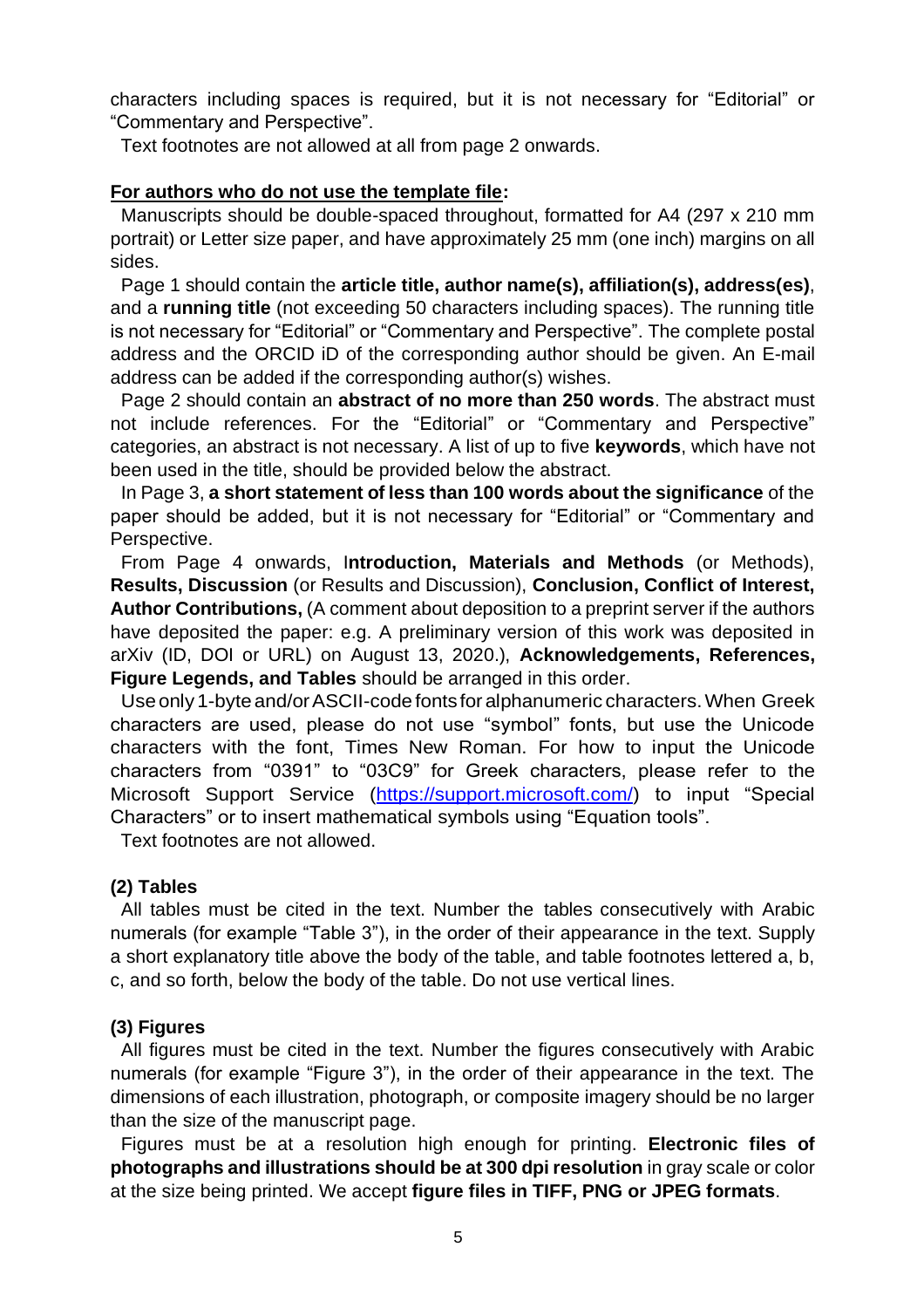characters including spaces is required, but it is not necessary for “Editorial” or “Commentary and Perspective”.

Text footnotes are not allowed at all from page 2 onwards.

**For authors who do not use the template file:**

Manuscripts should be double-spaced throughout, formatted for A4 (297 x 210 mm portrait) or Letter size paper, and have approximately 25 mm (one inch) margins on all sides.

Page 1 should contain the **article title, author name(s), affiliation(s), address(es)**, and a **running title** (not exceeding 50 characters including spaces). The running title is not necessary for “Editorial” or “Commentary and Perspective”. The complete postal address and the ORCID iD of the corresponding author should be given. An E-mail address can be added if the corresponding author(s) wishes.

Page 2 should contain an **abstract of no more than 250 words**. The abstract must not include references. For the “Editorial” or “Commentary and Perspective” categories, an abstract is not necessary. A list of up to five **keywords**, which have not been used in the title, should be provided below the abstract.

In Page 3, **a short statement of less than 100 words about the significance** of the paper should be added, but it is not necessary for “Editorial” or “Commentary and Perspective.

From Page 4 onwards, I**ntroduction, Materials and Methods** (or Methods), **Results, Discussion** (or Results and Discussion), **Conclusion, Conflict of Interest, Author Contributions,** (A comment about deposition to a preprint server if the authors have deposited the paper: e.g. A preliminary version of this work was deposited in arXiv (ID, DOI or URL) on August 13, 2020.), **Acknowledgements, References, Figure Legends, and Tables** should be arranged in this order.

Use only 1-byte and/or ASCII-code fonts for alphanumeric characters. When Greek characters are used, please do not use “symbol” fonts, but use the Unicode characters with the font, Times New Roman. For how to input the Unicode characters from “0391” to “03C9” for Greek characters, please refer to the Microsoft Support Service (https://support.microsoft.com/) to input “Special Characters” or to insert mathematical symbols using “Equation tools”.

Text footnotes are not allowed.

**(2) Tables**

All tables must be cited in the text. Number the tables consecutively with Arabic numerals (for example “Table 3”), in the order of their appearance in the text. Supply a short explanatory title above the body of the table, and table footnotes lettered a, b, c, and so forth, below the body of the table. Do not use vertical lines.

**(3) Figures**

All figures must be cited in the text. Number the figures consecutively with Arabic numerals (for example “Figure 3”), in the order of their appearance in the text. The dimensions of each illustration, photograph, or composite imagery should be no larger than the size of the manuscript page.

Figures must be at a resolution high enough for printing. **Electronic files of photographs and illustrations should be at 300 dpi resolution** in gray scale or color at the size being printed. We accept **figure files in TIFF, PNG or JPEG formats**.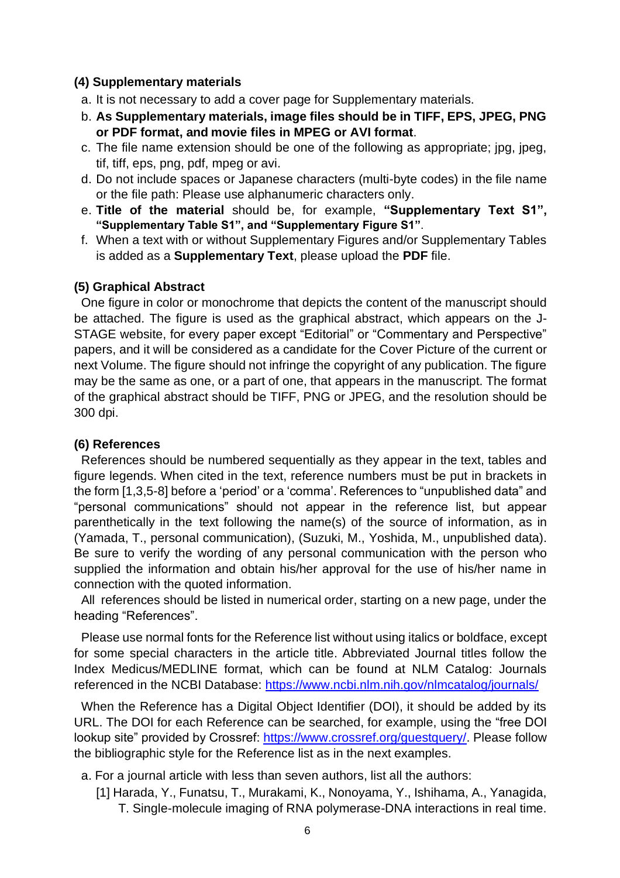### (4) Supplementary materials

a. It is not necessary to add a cover page for Supplementary materials.

b. **As Supplementary materials, image files should be in TIFF, EPS, JPEG, PNG or PDF format, and movie files in MPEG or AVI format**.

c. The file name extension should be one of the following as appropriate; jpg, jpeg, tif, tiff, eps, png, pdf, mpeg or avi.

d. Do not include spaces or Japanese characters (multi-byte codes) in the file name or the file path: Please use alphanumeric characters only.

e. **Title of the material** should be, for example, **"Supplementary Text S1", "Supplementary Table S1", and "Supplementary Figure S1"**.

f. When a text with or without Supplementary Figures and/or Supplementary Tables is added as a **Supplementary Text**, please upload the **PDF** file.

### (5) Graphical Abstract

One figure in color or monochrome that depicts the content of the manuscript should be attached. The figure is used as the graphical abstract, which appears on the J-STAGE website, for every paper except "Editorial" or "Commentary and Perspective" papers, and it will be considered as a candidate for the Cover Picture of the current or next Volume. The figure should not infringe the copyright of any publication. The figure may be the same as one, or a part of one, that appears in the manuscript. The format of the graphical abstract should be TIFF, PNG or JPEG, and the resolution should be 300 dpi.

### (6) References

References should be numbered sequentially as they appear in the text, tables and figure legends. When cited in the text, reference numbers must be put in brackets in the form [1,3,5-8] before a 'period' or a 'comma'. References to "unpublished data" and "personal communications" should not appear in the reference list, but appear parenthetically in the text following the name(s) of the source of information, as in (Yamada, T., personal communication), (Suzuki, M., Yoshida, M., unpublished data). Be sure to verify the wording of any personal communication with the person who supplied the information and obtain his/her approval for the use of his/her name in connection with the quoted information.

All references should be listed in numerical order, starting on a new page, under the heading "References".

Please use normal fonts for the Reference list without using italics or boldface, except for some special characters in the article title. Abbreviated Journal titles follow the Index Medicus/MEDLINE format, which can be found at NLM Catalog: Journals referenced in the NCBI Database: https://www.ncbi.nlm.nih.gov/nlmcatalog/journals/

When the Reference has a Digital Object Identifier (DOI), it should be added by its URL. The DOI for each Reference can be searched, for example, using the "free DOI lookup site" provided by Crossref: https://www.crossref.org/guestquery/. Please follow the bibliographic style for the Reference list as in the next examples.

a. For a journal article with less than seven authors, list all the authors:

[1] Harada, Y., Funatsu, T., Murakami, K., Nonoyama, Y., Ishihama, A., Yanagida, T. Single-molecule imaging of RNA polymerase-DNA interactions in real time.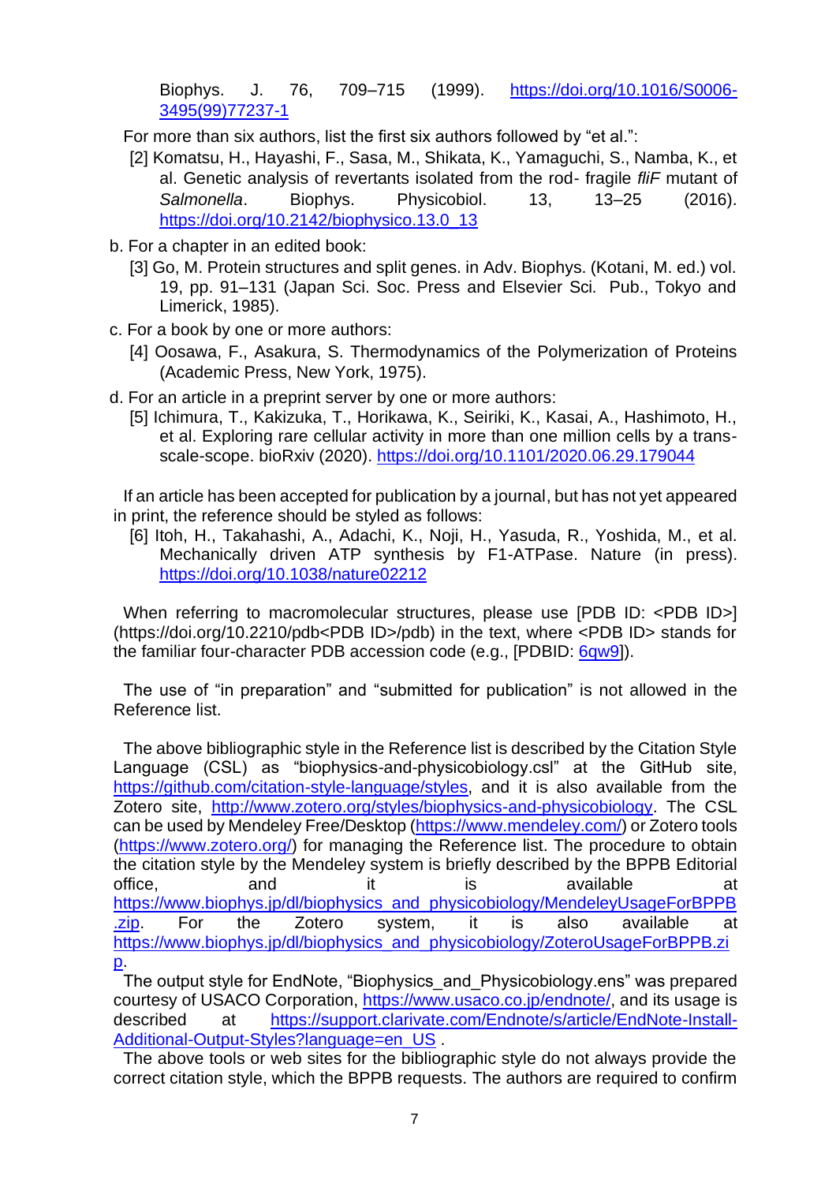Biophys. J. 76, 709–715 (1999). https://doi.org/10.1016/S0006-3495(99)77237-1

For more than six authors, list the first six authors followed by "et al.":

[2] Komatsu, H., Hayashi, F., Sasa, M., Shikata, K., Yamaguchi, S., Namba, K., et al. Genetic analysis of revertants isolated from the rod- fragile *fliF* mutant of *Salmonella*. Biophys. Physicobiol. 13, 13–25 (2016). https://doi.org/10.2142/biophysico.13.0_13

b. For a chapter in an edited book:

[3] Go, M. Protein structures and split genes. in Adv. Biophys. (Kotani, M. ed.) vol. 19, pp. 91–131 (Japan Sci. Soc. Press and Elsevier Sci. Pub., Tokyo and Limerick, 1985).

c. For a book by one or more authors:

[4] Oosawa, F., Asakura, S. Thermodynamics of the Polymerization of Proteins (Academic Press, New York, 1975).

d. For an article in a preprint server by one or more authors:

[5] Ichimura, T., Kakizuka, T., Horikawa, K., Seiriki, K., Kasai, A., Hashimoto, H., et al. Exploring rare cellular activity in more than one million cells by a trans-scale-scope. bioRxiv (2020). https://doi.org/10.1101/2020.06.29.179044

If an article has been accepted for publication by a journal, but has not yet appeared in print, the reference should be styled as follows:

[6] Itoh, H., Takahashi, A., Adachi, K., Noji, H., Yasuda, R., Yoshida, M., et al. Mechanically driven ATP synthesis by F1-ATPase. Nature (in press). https://doi.org/10.1038/nature02212

When referring to macromolecular structures, please use [PDB ID: <PDB ID>] (https://doi.org/10.2210/pdb<PDB ID>/pdb) in the text, where <PDB ID> stands for the familiar four-character PDB accession code (e.g., [PDBID: 6qw9]).

The use of "in preparation" and "submitted for publication" is not allowed in the Reference list.

The above bibliographic style in the Reference list is described by the Citation Style Language (CSL) as "biophysics-and-physicobiology.csl" at the GitHub site, https://github.com/citation-style-language/styles, and it is also available from the Zotero site, http://www.zotero.org/styles/biophysics-and-physicobiology. The CSL can be used by Mendeley Free/Desktop (https://www.mendeley.com/) or Zotero tools (https://www.zotero.org/) for managing the Reference list. The procedure to obtain the citation style by the Mendeley system is briefly described by the BPPB Editorial office, and it is available at https://www.biophys.jp/dl/biophysics_and_physicobiology/MendeleyUsageForBPPB.zip. For the Zotero system, it is also available at https://www.biophys.jp/dl/biophysics_and_physicobiology/ZoteroUsageForBPPB.zip.

The output style for EndNote, "Biophysics_and_Physicobiology.ens" was prepared courtesy of USACO Corporation, https://www.usaco.co.jp/endnote/, and its usage is described at https://support.clarivate.com/Endnote/s/article/EndNote-Install-Additional-Output-Styles?language=en_US .

The above tools or web sites for the bibliographic style do not always provide the correct citation style, which the BPPB requests. The authors are required to confirm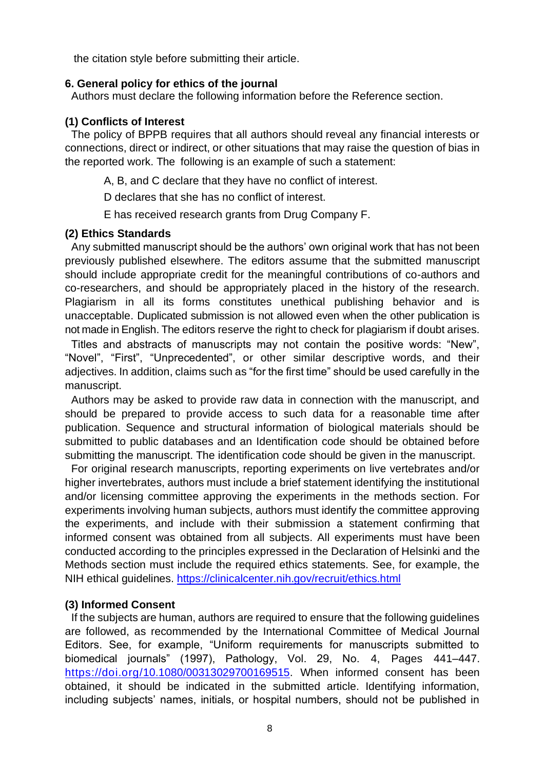the citation style before submitting their article.

## 6. General policy for ethics of the journal

Authors must declare the following information before the Reference section.

### (1) Conflicts of Interest

The policy of BPPB requires that all authors should reveal any financial interests or connections, direct or indirect, or other situations that may raise the question of bias in the reported work. The following is an example of such a statement:

A, B, and C declare that they have no conflict of interest.

D declares that she has no conflict of interest.

E has received research grants from Drug Company F.

### (2) Ethics Standards

Any submitted manuscript should be the authors' own original work that has not been previously published elsewhere. The editors assume that the submitted manuscript should include appropriate credit for the meaningful contributions of co-authors and co-researchers, and should be appropriately placed in the history of the research. Plagiarism in all its forms constitutes unethical publishing behavior and is unacceptable. Duplicated submission is not allowed even when the other publication is not made in English. The editors reserve the right to check for plagiarism if doubt arises.

Titles and abstracts of manuscripts may not contain the positive words: "New", "Novel", "First", "Unprecedented", or other similar descriptive words, and their adjectives. In addition, claims such as "for the first time" should be used carefully in the manuscript.

Authors may be asked to provide raw data in connection with the manuscript, and should be prepared to provide access to such data for a reasonable time after publication. Sequence and structural information of biological materials should be submitted to public databases and an Identification code should be obtained before submitting the manuscript. The identification code should be given in the manuscript.

For original research manuscripts, reporting experiments on live vertebrates and/or higher invertebrates, authors must include a brief statement identifying the institutional and/or licensing committee approving the experiments in the methods section. For experiments involving human subjects, authors must identify the committee approving the experiments, and include with their submission a statement confirming that informed consent was obtained from all subjects. All experiments must have been conducted according to the principles expressed in the Declaration of Helsinki and the Methods section must include the required ethics statements. See, for example, the NIH ethical guidelines. https://clinicalcenter.nih.gov/recruit/ethics.html

### (3) Informed Consent

If the subjects are human, authors are required to ensure that the following guidelines are followed, as recommended by the International Committee of Medical Journal Editors. See, for example, "Uniform requirements for manuscripts submitted to biomedical journals" (1997), Pathology, Vol. 29, No. 4, Pages 441–447. https://doi.org/10.1080/00313029700169515. When informed consent has been obtained, it should be indicated in the submitted article. Identifying information, including subjects' names, initials, or hospital numbers, should not be published in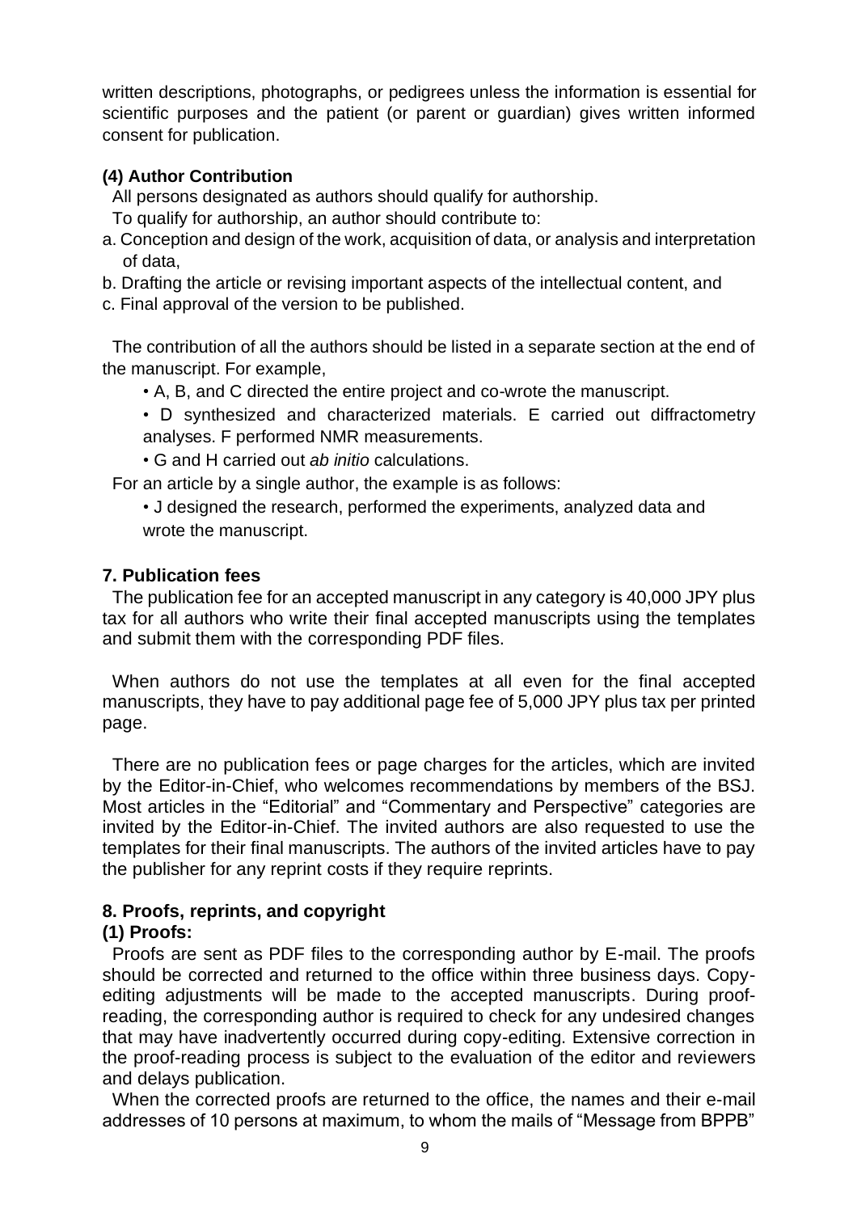written descriptions, photographs, or pedigrees unless the information is essential for scientific purposes and the patient (or parent or guardian) gives written informed consent for publication.

### (4) Author Contribution

All persons designated as authors should qualify for authorship.

To qualify for authorship, an author should contribute to:

a. Conception and design of the work, acquisition of data, or analysis and interpretation of data,
b. Drafting the article or revising important aspects of the intellectual content, and
c. Final approval of the version to be published.

The contribution of all the authors should be listed in a separate section at the end of the manuscript. For example,

- A, B, and C directed the entire project and co-wrote the manuscript.
- D synthesized and characterized materials. E carried out diffractometry analyses. F performed NMR measurements.
- G and H carried out *ab initio* calculations.

For an article by a single author, the example is as follows:

- J designed the research, performed the experiments, analyzed data and wrote the manuscript.

## 7. Publication fees

The publication fee for an accepted manuscript in any category is 40,000 JPY plus tax for all authors who write their final accepted manuscripts using the templates and submit them with the corresponding PDF files.

When authors do not use the templates at all even for the final accepted manuscripts, they have to pay additional page fee of 5,000 JPY plus tax per printed page.

There are no publication fees or page charges for the articles, which are invited by the Editor-in-Chief, who welcomes recommendations by members of the BSJ. Most articles in the "Editorial" and "Commentary and Perspective" categories are invited by the Editor-in-Chief. The invited authors are also requested to use the templates for their final manuscripts. The authors of the invited articles have to pay the publisher for any reprint costs if they require reprints.

## 8. Proofs, reprints, and copyright

### (1) Proofs:

Proofs are sent as PDF files to the corresponding author by E-mail. The proofs should be corrected and returned to the office within three business days. Copy-editing adjustments will be made to the accepted manuscripts. During proof-reading, the corresponding author is required to check for any undesired changes that may have inadvertently occurred during copy-editing. Extensive correction in the proof-reading process is subject to the evaluation of the editor and reviewers and delays publication.

When the corrected proofs are returned to the office, the names and their e-mail addresses of 10 persons at maximum, to whom the mails of "Message from BPPB"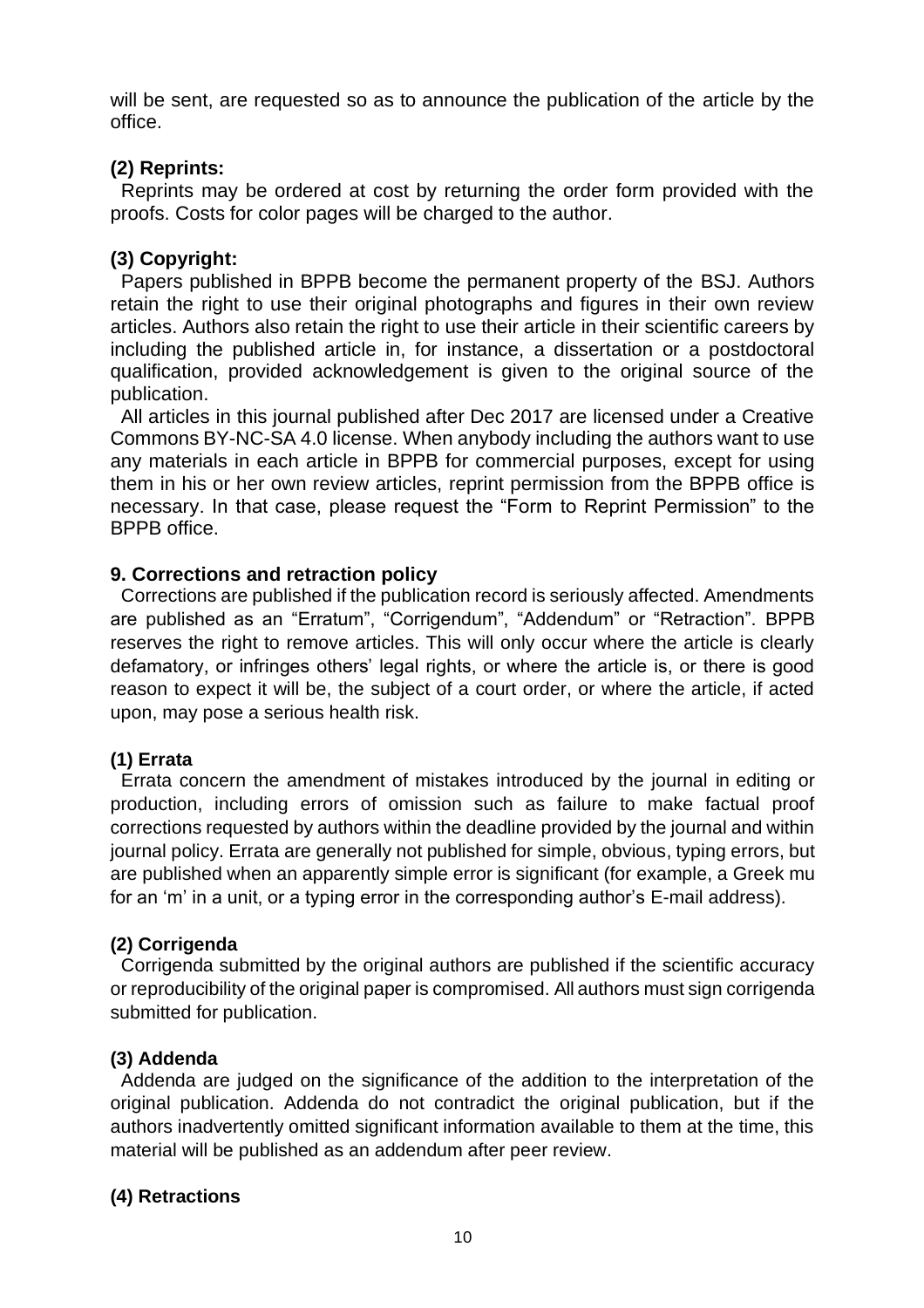will be sent, are requested so as to announce the publication of the article by the office.

### (2) Reprints:

Reprints may be ordered at cost by returning the order form provided with the proofs. Costs for color pages will be charged to the author.

### (3) Copyright:

Papers published in BPPB become the permanent property of the BSJ. Authors retain the right to use their original photographs and figures in their own review articles. Authors also retain the right to use their article in their scientific careers by including the published article in, for instance, a dissertation or a postdoctoral qualification, provided acknowledgement is given to the original source of the publication.

All articles in this journal published after Dec 2017 are licensed under a Creative Commons BY-NC-SA 4.0 license. When anybody including the authors want to use any materials in each article in BPPB for commercial purposes, except for using them in his or her own review articles, reprint permission from the BPPB office is necessary. In that case, please request the "Form to Reprint Permission" to the BPPB office.

## 9. Corrections and retraction policy

Corrections are published if the publication record is seriously affected. Amendments are published as an "Erratum", "Corrigendum", "Addendum" or "Retraction". BPPB reserves the right to remove articles. This will only occur where the article is clearly defamatory, or infringes others' legal rights, or where the article is, or there is good reason to expect it will be, the subject of a court order, or where the article, if acted upon, may pose a serious health risk.

### (1) Errata

Errata concern the amendment of mistakes introduced by the journal in editing or production, including errors of omission such as failure to make factual proof corrections requested by authors within the deadline provided by the journal and within journal policy. Errata are generally not published for simple, obvious, typing errors, but are published when an apparently simple error is significant (for example, a Greek mu for an 'm' in a unit, or a typing error in the corresponding author's E-mail address).

### (2) Corrigenda

Corrigenda submitted by the original authors are published if the scientific accuracy or reproducibility of the original paper is compromised. All authors must sign corrigenda submitted for publication.

### (3) Addenda

Addenda are judged on the significance of the addition to the interpretation of the original publication. Addenda do not contradict the original publication, but if the authors inadvertently omitted significant information available to them at the time, this material will be published as an addendum after peer review.

### (4) Retractions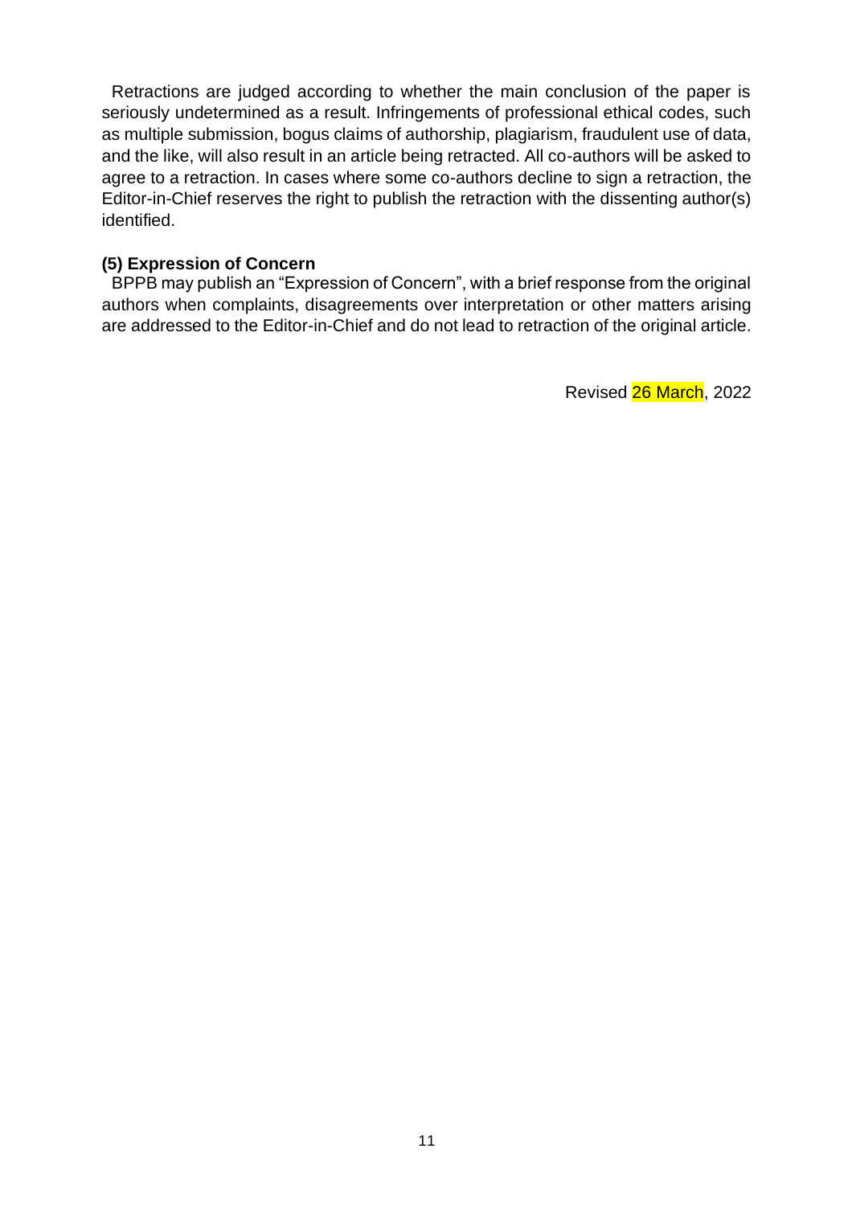Retractions are judged according to whether the main conclusion of the paper is seriously undetermined as a result. Infringements of professional ethical codes, such as multiple submission, bogus claims of authorship, plagiarism, fraudulent use of data, and the like, will also result in an article being retracted. All co-authors will be asked to agree to a retraction. In cases where some co-authors decline to sign a retraction, the Editor-in-Chief reserves the right to publish the retraction with the dissenting author(s) identified.

**(5) Expression of Concern**

BPPB may publish an "Expression of Concern", with a brief response from the original authors when complaints, disagreements over interpretation or other matters arising are addressed to the Editor-in-Chief and do not lead to retraction of the original article.

Revised 26 March, 2022